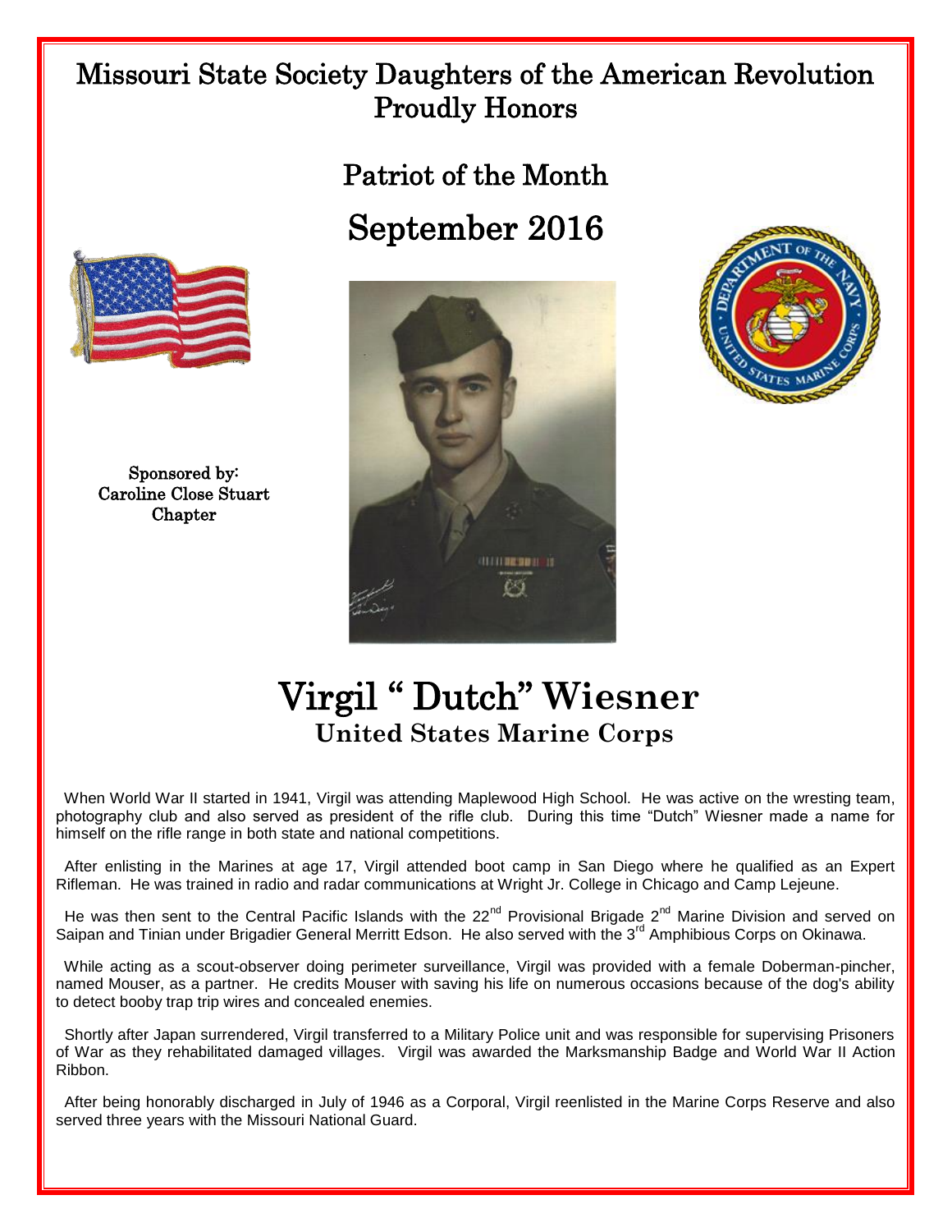# Missouri State Society Daughters of the American Revolution Proudly Honors

## Patriot of the Month

## September 2016

Sponsored by:
Caroline Close Stuart Chapter

# Virgil " Dutch" Wiesner

### United States Marine Corps

When World War II started in 1941, Virgil was attending Maplewood High School. He was active on the wresting team, photography club and also served as president of the rifle club. During this time "Dutch" Wiesner made a name for himself on the rifle range in both state and national competitions.

After enlisting in the Marines at age 17, Virgil attended boot camp in San Diego where he qualified as an Expert Rifleman. He was trained in radio and radar communications at Wright Jr. College in Chicago and Camp Lejeune.

He was then sent to the Central Pacific Islands with the 22nd Provisional Brigade 2nd Marine Division and served on Saipan and Tinian under Brigadier General Merritt Edson. He also served with the 3rd Amphibious Corps on Okinawa.

While acting as a scout-observer doing perimeter surveillance, Virgil was provided with a female Doberman-pincher, named Mouser, as a partner. He credits Mouser with saving his life on numerous occasions because of the dog's ability to detect booby trap trip wires and concealed enemies.

Shortly after Japan surrendered, Virgil transferred to a Military Police unit and was responsible for supervising Prisoners of War as they rehabilitated damaged villages. Virgil was awarded the Marksmanship Badge and World War II Action Ribbon.

After being honorably discharged in July of 1946 as a Corporal, Virgil reenlisted in the Marine Corps Reserve and also served three years with the Missouri National Guard.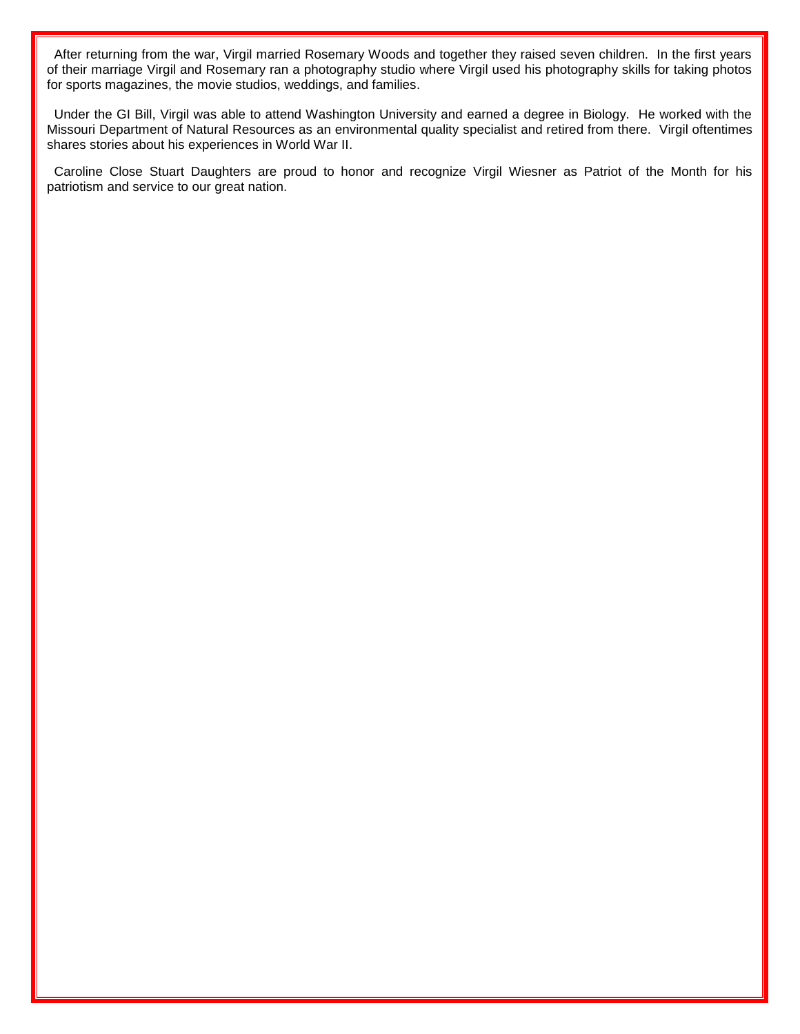After returning from the war, Virgil married Rosemary Woods and together they raised seven children. In the first years of their marriage Virgil and Rosemary ran a photography studio where Virgil used his photography skills for taking photos for sports magazines, the movie studios, weddings, and families.

Under the GI Bill, Virgil was able to attend Washington University and earned a degree in Biology. He worked with the Missouri Department of Natural Resources as an environmental quality specialist and retired from there. Virgil oftentimes shares stories about his experiences in World War II.

Caroline Close Stuart Daughters are proud to honor and recognize Virgil Wiesner as Patriot of the Month for his patriotism and service to our great nation.